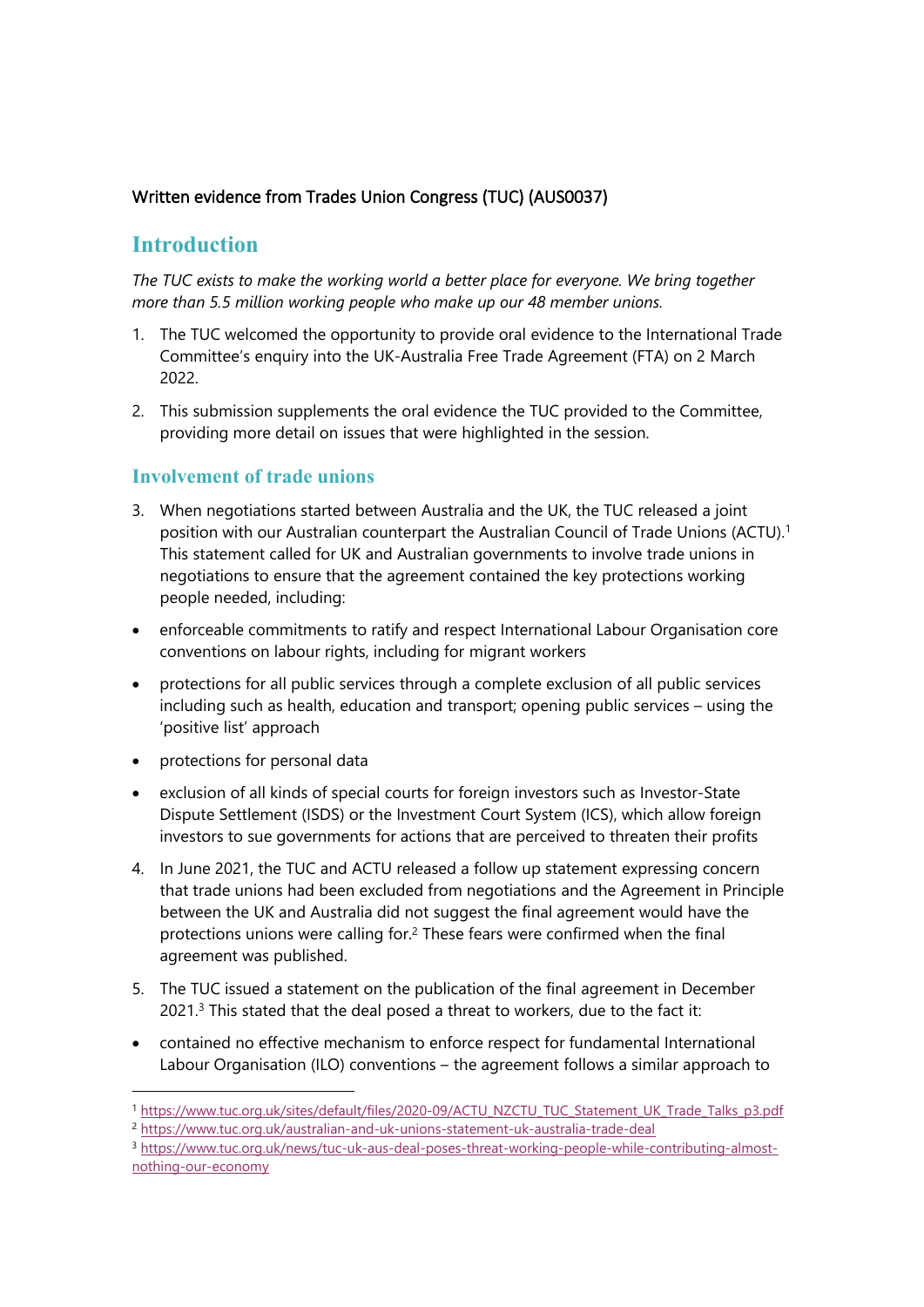Written evidence from Trades Union Congress (TUC) (AUS0037)

# Introduction

*The TUC exists to make the working world a better place for everyone. We bring together more than 5.5 million working people who make up our 48 member unions.*

1. The TUC welcomed the opportunity to provide oral evidence to the International Trade Committee's enquiry into the UK-Australia Free Trade Agreement (FTA) on 2 March 2022.

2. This submission supplements the oral evidence the TUC provided to the Committee, providing more detail on issues that were highlighted in the session.

## Involvement of trade unions

3. When negotiations started between Australia and the UK, the TUC released a joint position with our Australian counterpart the Australian Council of Trade Unions (ACTU).[1] This statement called for UK and Australian governments to involve trade unions in negotiations to ensure that the agreement contained the key protections working people needed, including:

- enforceable commitments to ratify and respect International Labour Organisation core conventions on labour rights, including for migrant workers
- protections for all public services through a complete exclusion of all public services including such as health, education and transport; opening public services – using the 'positive list' approach
- protections for personal data
- exclusion of all kinds of special courts for foreign investors such as Investor-State Dispute Settlement (ISDS) or the Investment Court System (ICS), which allow foreign investors to sue governments for actions that are perceived to threaten their profits

4. In June 2021, the TUC and ACTU released a follow up statement expressing concern that trade unions had been excluded from negotiations and the Agreement in Principle between the UK and Australia did not suggest the final agreement would have the protections unions were calling for.[2] These fears were confirmed when the final agreement was published.

5. The TUC issued a statement on the publication of the final agreement in December 2021.[3] This stated that the deal posed a threat to workers, due to the fact it:

- contained no effective mechanism to enforce respect for fundamental International Labour Organisation (ILO) conventions – the agreement follows a similar approach to

---

[1] https://www.tuc.org.uk/sites/default/files/2020-09/ACTU_NZCTU_TUC_Statement_UK_Trade_Talks_p3.pdf

[2] https://www.tuc.org.uk/australian-and-uk-unions-statement-uk-australia-trade-deal

[3] https://www.tuc.org.uk/news/tuc-uk-aus-deal-poses-threat-working-people-while-contributing-almost-nothing-our-economy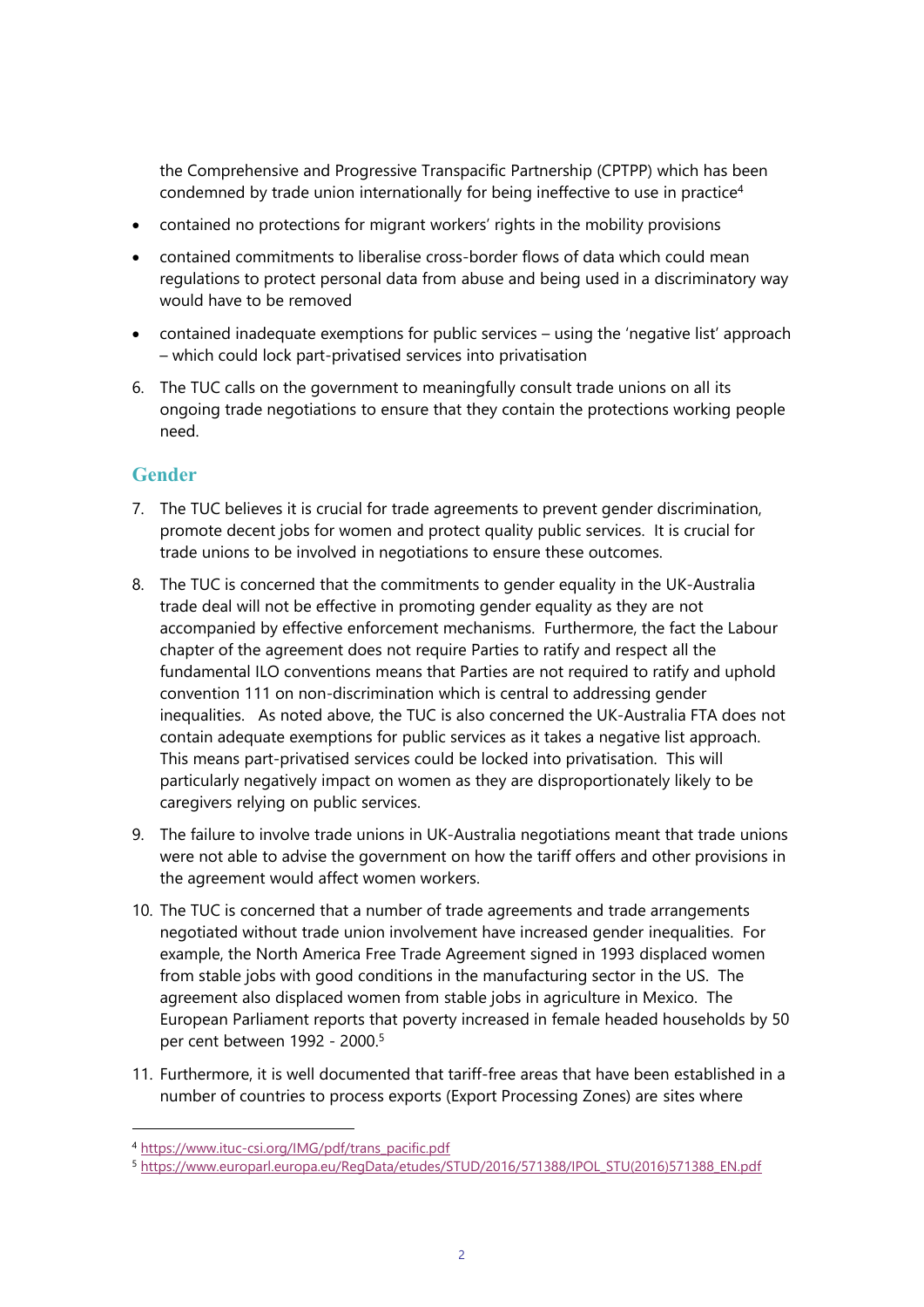the Comprehensive and Progressive Transpacific Partnership (CPTPP) which has been condemned by trade union internationally for being ineffective to use in practice[4]

- contained no protections for migrant workers' rights in the mobility provisions
- contained commitments to liberalise cross-border flows of data which could mean regulations to protect personal data from abuse and being used in a discriminatory way would have to be removed
- contained inadequate exemptions for public services – using the 'negative list' approach – which could lock part-privatised services into privatisation

6. The TUC calls on the government to meaningfully consult trade unions on all its ongoing trade negotiations to ensure that they contain the protections working people need.

## Gender

7. The TUC believes it is crucial for trade agreements to prevent gender discrimination, promote decent jobs for women and protect quality public services. It is crucial for trade unions to be involved in negotiations to ensure these outcomes.
8. The TUC is concerned that the commitments to gender equality in the UK-Australia trade deal will not be effective in promoting gender equality as they are not accompanied by effective enforcement mechanisms. Furthermore, the fact the Labour chapter of the agreement does not require Parties to ratify and respect all the fundamental ILO conventions means that Parties are not required to ratify and uphold convention 111 on non-discrimination which is central to addressing gender inequalities. As noted above, the TUC is also concerned the UK-Australia FTA does not contain adequate exemptions for public services as it takes a negative list approach. This means part-privatised services could be locked into privatisation. This will particularly negatively impact on women as they are disproportionately likely to be caregivers relying on public services.
9. The failure to involve trade unions in UK-Australia negotiations meant that trade unions were not able to advise the government on how the tariff offers and other provisions in the agreement would affect women workers.
10. The TUC is concerned that a number of trade agreements and trade arrangements negotiated without trade union involvement have increased gender inequalities. For example, the North America Free Trade Agreement signed in 1993 displaced women from stable jobs with good conditions in the manufacturing sector in the US. The agreement also displaced women from stable jobs in agriculture in Mexico. The European Parliament reports that poverty increased in female headed households by 50 per cent between 1992 - 2000.[5]
11. Furthermore, it is well documented that tariff-free areas that have been established in a number of countries to process exports (Export Processing Zones) are sites where

---

[4] https://www.ituc-csi.org/IMG/pdf/trans_pacific.pdf

[5] https://www.europarl.europa.eu/RegData/etudes/STUD/2016/571388/IPOL_STU(2016)571388_EN.pdf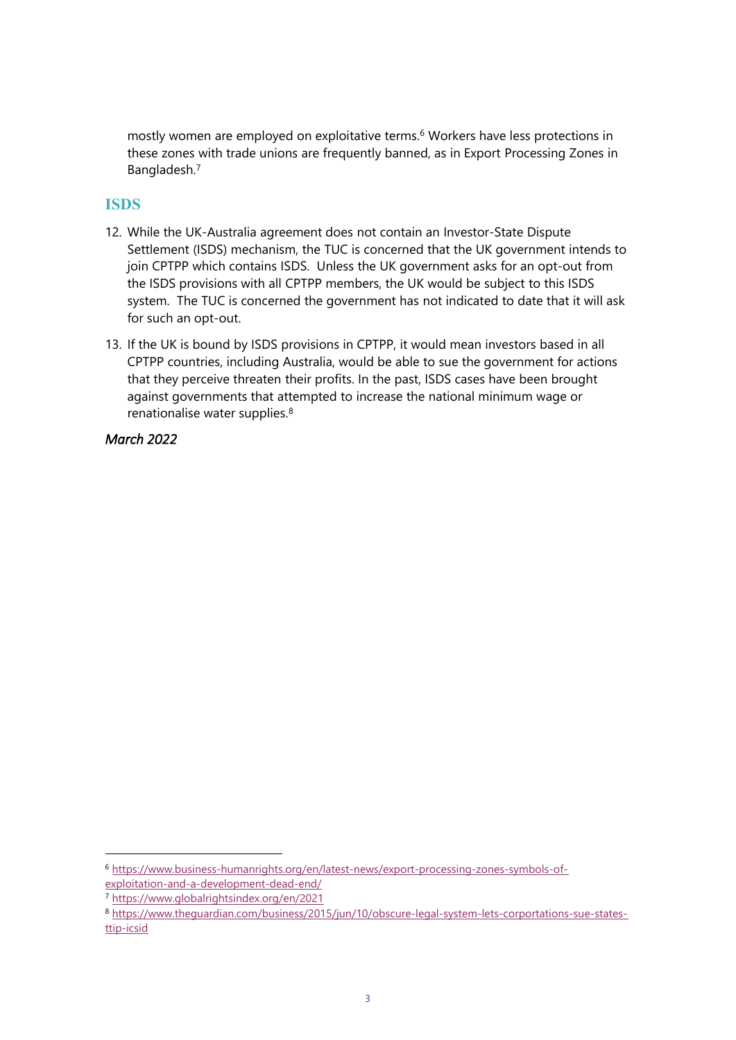mostly women are employed on exploitative terms.[6] Workers have less protections in these zones with trade unions are frequently banned, as in Export Processing Zones in Bangladesh.[7]

## ISDS

12. While the UK-Australia agreement does not contain an Investor-State Dispute Settlement (ISDS) mechanism, the TUC is concerned that the UK government intends to join CPTPP which contains ISDS. Unless the UK government asks for an opt-out from the ISDS provisions with all CPTPP members, the UK would be subject to this ISDS system. The TUC is concerned the government has not indicated to date that it will ask for such an opt-out.

13. If the UK is bound by ISDS provisions in CPTPP, it would mean investors based in all CPTPP countries, including Australia, would be able to sue the government for actions that they perceive threaten their profits. In the past, ISDS cases have been brought against governments that attempted to increase the national minimum wage or renationalise water supplies.[8]

*March 2022*

---

[6] https://www.business-humanrights.org/en/latest-news/export-processing-zones-symbols-of-exploitation-and-a-development-dead-end/

[7] https://www.globalrightsindex.org/en/2021

[8] https://www.theguardian.com/business/2015/jun/10/obscure-legal-system-lets-corportations-sue-states-ttip-icsid